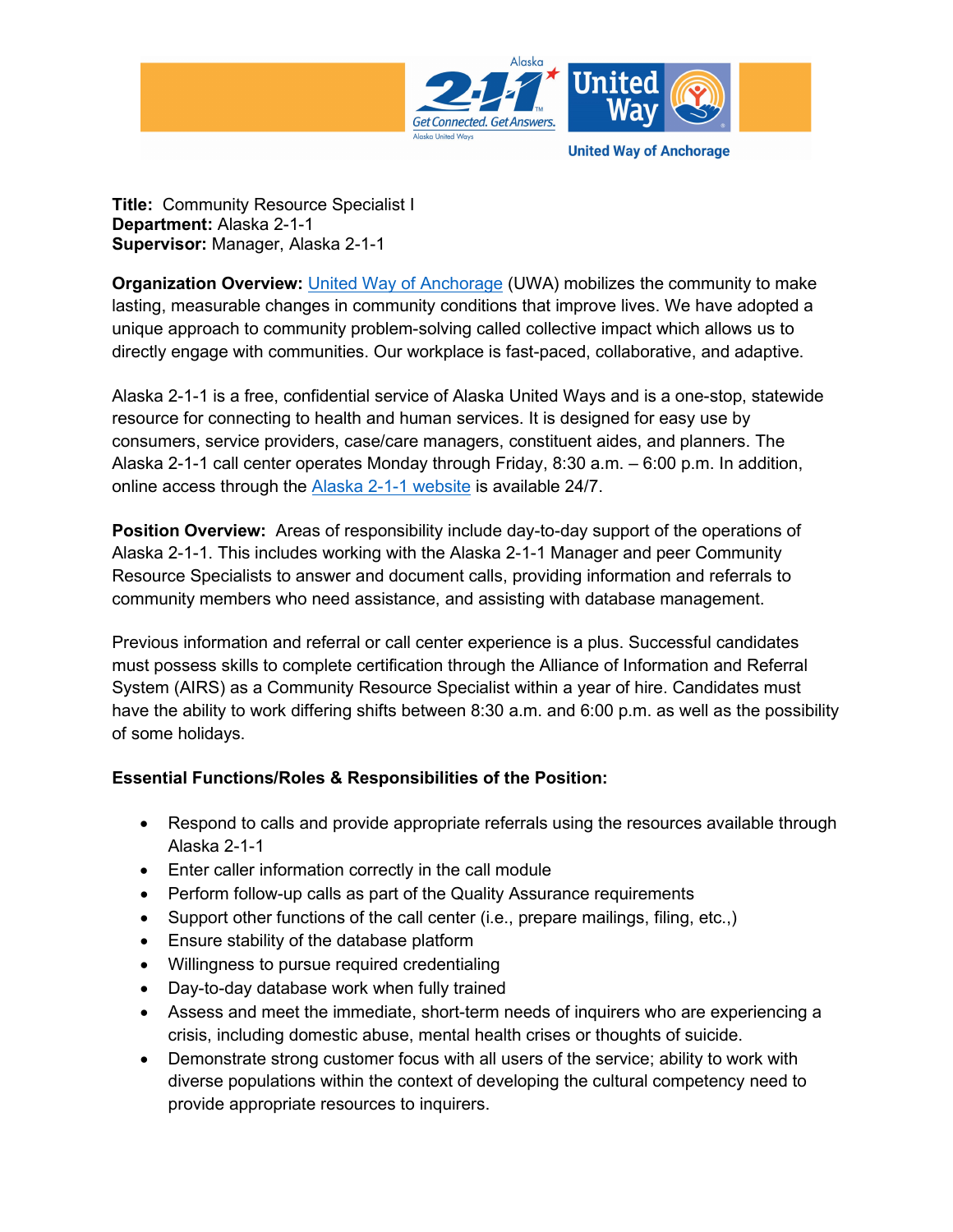**Title:** Community Resource Specialist I
**Department:** Alaska 2-1-1
**Supervisor:** Manager, Alaska 2-1-1

**Organization Overview:** United Way of Anchorage (UWA) mobilizes the community to make lasting, measurable changes in community conditions that improve lives. We have adopted a unique approach to community problem-solving called collective impact which allows us to directly engage with communities. Our workplace is fast-paced, collaborative, and adaptive.

Alaska 2-1-1 is a free, confidential service of Alaska United Ways and is a one-stop, statewide resource for connecting to health and human services. It is designed for easy use by consumers, service providers, case/care managers, constituent aides, and planners. The Alaska 2-1-1 call center operates Monday through Friday, 8:30 a.m. – 6:00 p.m. In addition, online access through the Alaska 2-1-1 website is available 24/7.

**Position Overview:** Areas of responsibility include day-to-day support of the operations of Alaska 2-1-1. This includes working with the Alaska 2-1-1 Manager and peer Community Resource Specialists to answer and document calls, providing information and referrals to community members who need assistance, and assisting with database management.

Previous information and referral or call center experience is a plus. Successful candidates must possess skills to complete certification through the Alliance of Information and Referral System (AIRS) as a Community Resource Specialist within a year of hire. Candidates must have the ability to work differing shifts between 8:30 a.m. and 6:00 p.m. as well as the possibility of some holidays.

**Essential Functions/Roles & Responsibilities of the Position:**

- Respond to calls and provide appropriate referrals using the resources available through Alaska 2-1-1
- Enter caller information correctly in the call module
- Perform follow-up calls as part of the Quality Assurance requirements
- Support other functions of the call center (i.e., prepare mailings, filing, etc.,)
- Ensure stability of the database platform
- Willingness to pursue required credentialing
- Day-to-day database work when fully trained
- Assess and meet the immediate, short-term needs of inquirers who are experiencing a crisis, including domestic abuse, mental health crises or thoughts of suicide.
- Demonstrate strong customer focus with all users of the service; ability to work with diverse populations within the context of developing the cultural competency need to provide appropriate resources to inquirers.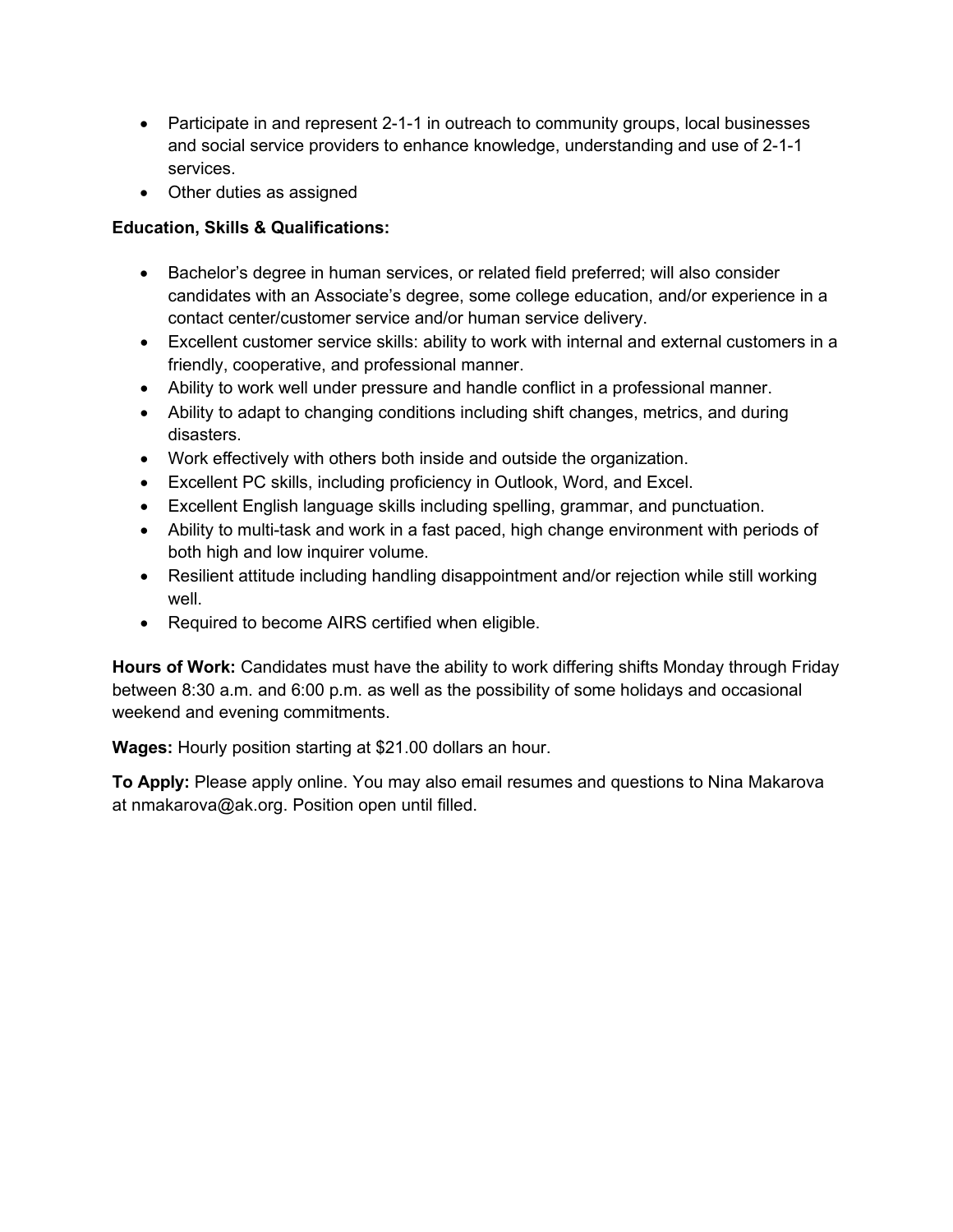- Participate in and represent 2-1-1 in outreach to community groups, local businesses and social service providers to enhance knowledge, understanding and use of 2-1-1 services.
- Other duties as assigned

**Education, Skills & Qualifications:**

- Bachelor's degree in human services, or related field preferred; will also consider candidates with an Associate's degree, some college education, and/or experience in a contact center/customer service and/or human service delivery.
- Excellent customer service skills: ability to work with internal and external customers in a friendly, cooperative, and professional manner.
- Ability to work well under pressure and handle conflict in a professional manner.
- Ability to adapt to changing conditions including shift changes, metrics, and during disasters.
- Work effectively with others both inside and outside the organization.
- Excellent PC skills, including proficiency in Outlook, Word, and Excel.
- Excellent English language skills including spelling, grammar, and punctuation.
- Ability to multi-task and work in a fast paced, high change environment with periods of both high and low inquirer volume.
- Resilient attitude including handling disappointment and/or rejection while still working well.
- Required to become AIRS certified when eligible.

**Hours of Work:** Candidates must have the ability to work differing shifts Monday through Friday between 8:30 a.m. and 6:00 p.m. as well as the possibility of some holidays and occasional weekend and evening commitments.

**Wages:** Hourly position starting at $21.00 dollars an hour.

**To Apply:** Please apply online. You may also email resumes and questions to Nina Makarova at nmakarova@ak.org. Position open until filled.